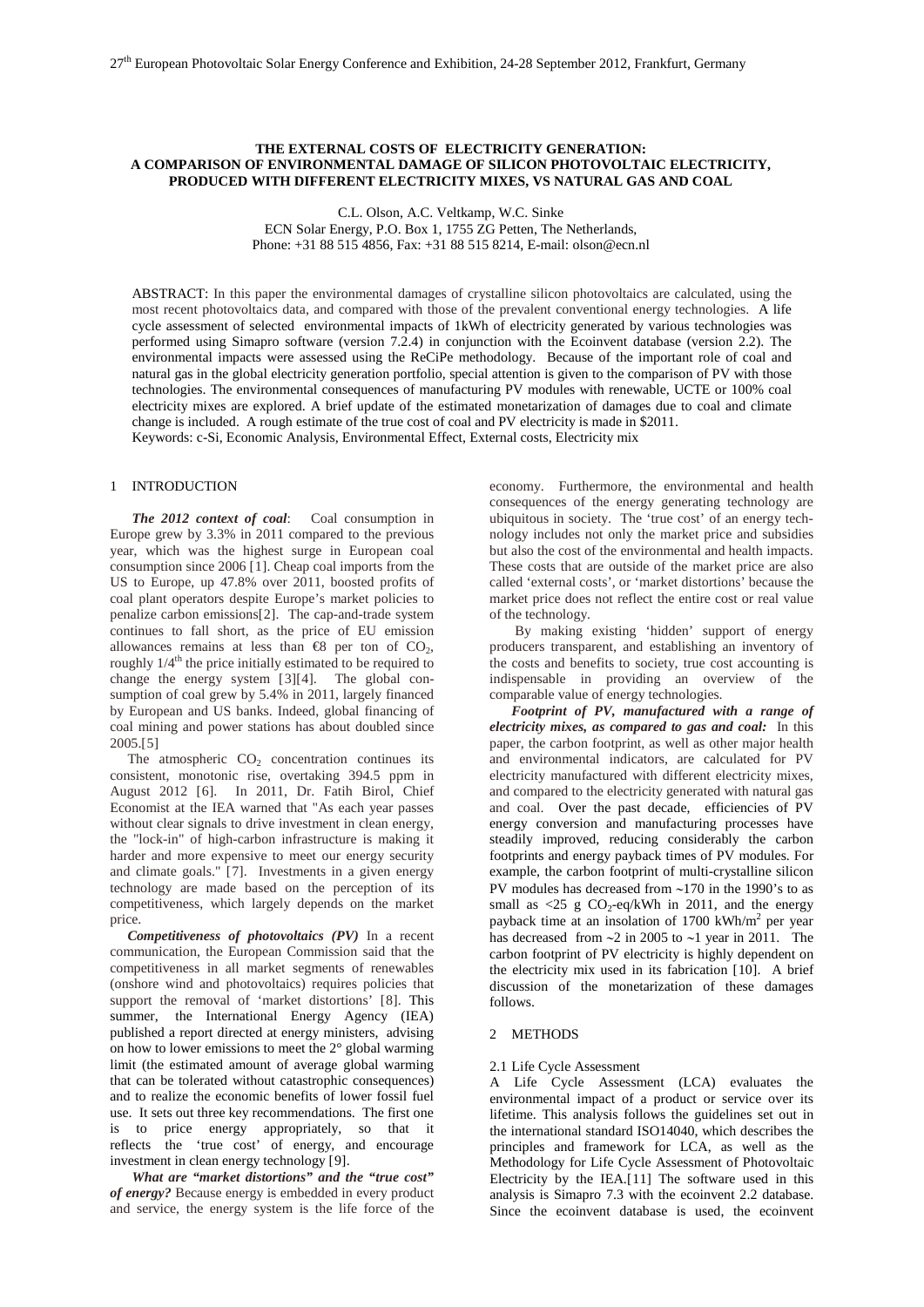# THE EXTERNAL COSTS OF ELECTRICITY GENERATION: A COMPARISON OF ENVIRONMENTAL DAMAGE OF SILICON PHOTOVOLTAIC ELECTRICITY, PRODUCED WITH DIFFERENT ELECTRICITY MIXES, VS NATURAL GAS AND COAL

C.L. Olson, A.C. Veltkamp, W.C. Sinke
ECN Solar Energy, P.O. Box 1, 1755 ZG Petten, The Netherlands,
Phone: +31 88 515 4856, Fax: +31 88 515 8214, E-mail: olson@ecn.nl

ABSTRACT: In this paper the environmental damages of crystalline silicon photovoltaics are calculated, using the most recent photovoltaics data, and compared with those of the prevalent conventional energy technologies. A life cycle assessment of selected environmental impacts of 1kWh of electricity generated by various technologies was performed using Simapro software (version 7.2.4) in conjunction with the Ecoinvent database (version 2.2). The environmental impacts were assessed using the ReCiPe methodology. Because of the important role of coal and natural gas in the global electricity generation portfolio, special attention is given to the comparison of PV with those technologies. The environmental consequences of manufacturing PV modules with renewable, UCTE or 100% coal electricity mixes are explored. A brief update of the estimated monetarization of damages due to coal and climate change is included. A rough estimate of the true cost of coal and PV electricity is made in \$2011.
Keywords: c-Si, Economic Analysis, Environmental Effect, External costs, Electricity mix

## 1 INTRODUCTION

***The 2012 context of coal***: Coal consumption in Europe grew by 3.3% in 2011 compared to the previous year, which was the highest surge in European coal consumption since 2006 [1]. Cheap coal imports from the US to Europe, up 47.8% over 2011, boosted profits of coal plant operators despite Europe's market policies to penalize carbon emissions[2]. The cap-and-trade system continues to fall short, as the price of EU emission allowances remains at less than €8 per ton of $CO_2$, roughly 1/4[th] the price initially estimated to be required to change the energy system [3][4]. The global consumption of coal grew by 5.4% in 2011, largely financed by European and US banks. Indeed, global financing of coal mining and power stations has about doubled since 2005.[5]

The atmospheric $CO_2$ concentration continues its consistent, monotonic rise, overtaking 394.5 ppm in August 2012 [6]. In 2011, Dr. Fatih Birol, Chief Economist at the IEA warned that "As each year passes without clear signals to drive investment in clean energy, the "lock-in" of high-carbon infrastructure is making it harder and more expensive to meet our energy security and climate goals." [7]. Investments in a given energy technology are made based on the perception of its competitiveness, which largely depends on the market price.

***Competitiveness of photovoltaics (PV)*** In a recent communication, the European Commission said that the competitiveness in all market segments of renewables (onshore wind and photovoltaics) requires policies that support the removal of 'market distortions' [8]. This summer, the International Energy Agency (IEA) published a report directed at energy ministers, advising on how to lower emissions to meet the 2° global warming limit (the estimated amount of average global warming that can be tolerated without catastrophic consequences) and to realize the economic benefits of lower fossil fuel use. It sets out three key recommendations. The first one is to price energy appropriately, so that it reflects the 'true cost' of energy, and encourage investment in clean energy technology [9].

***What are "market distortions" and the "true cost" of energy?*** Because energy is embedded in every product and service, the energy system is the life force of the economy. Furthermore, the environmental and health consequences of the energy generating technology are ubiquitous in society. The 'true cost' of an energy technology includes not only the market price and subsidies but also the cost of the environmental and health impacts. These costs that are outside of the market price are also called 'external costs', or 'market distortions' because the market price does not reflect the entire cost or real value of the technology.

By making existing 'hidden' support of energy producers transparent, and establishing an inventory of the costs and benefits to society, true cost accounting is indispensable in providing an overview of the comparable value of energy technologies.

***Footprint of PV, manufactured with a range of electricity mixes, as compared to gas and coal:*** In this paper, the carbon footprint, as well as other major health and environmental indicators, are calculated for PV electricity manufactured with different electricity mixes, and compared to the electricity generated with natural gas and coal. Over the past decade, efficiencies of PV energy conversion and manufacturing processes have steadily improved, reducing considerably the carbon footprints and energy payback times of PV modules. For example, the carbon footprint of multi-crystalline silicon PV modules has decreased from ~170 in the 1990's to as small as <25 g $CO_2$-eq/kWh in 2011, and the energy payback time at an insolation of 1700 kWh/m$^2$ per year has decreased from ~2 in 2005 to ~1 year in 2011. The carbon footprint of PV electricity is highly dependent on the electricity mix used in its fabrication [10]. A brief discussion of the monetarization of these damages follows.

## 2 METHODS

### 2.1 Life Cycle Assessment

A Life Cycle Assessment (LCA) evaluates the environmental impact of a product or service over its lifetime. This analysis follows the guidelines set out in the international standard ISO14040, which describes the principles and framework for LCA, as well as the Methodology for Life Cycle Assessment of Photovoltaic Electricity by the IEA.[11] The software used in this analysis is Simapro 7.3 with the ecoinvent 2.2 database. Since the ecoinvent database is used, the ecoinvent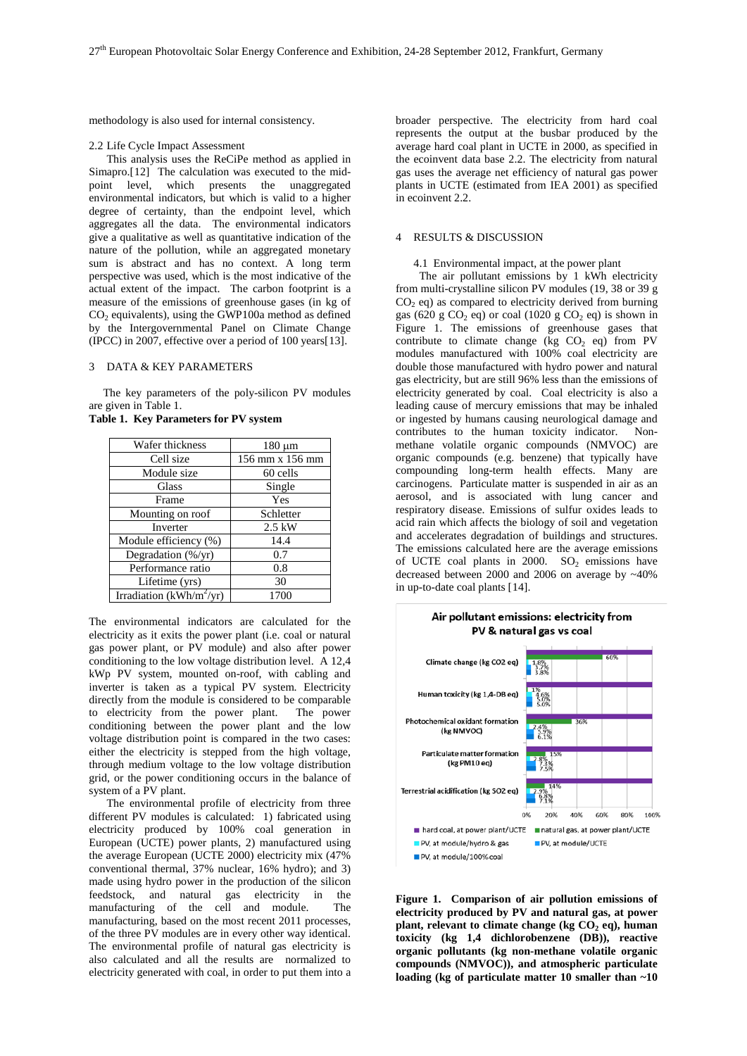methodology is also used for internal consistency.

### 2.2 Life Cycle Impact Assessment

This analysis uses the ReCiPe method as applied in Simapro.[12] The calculation was executed to the mid-point level, which presents the unaggregated environmental indicators, but which is valid to a higher degree of certainty, than the endpoint level, which aggregates all the data. The environmental indicators give a qualitative as well as quantitative indication of the nature of the pollution, while an aggregated monetary sum is abstract and has no context. A long term perspective was used, which is the most indicative of the actual extent of the impact. The carbon footprint is a measure of the emissions of greenhouse gases (in kg of $CO_2$ equivalents), using the GWP100a method as defined by the Intergovernmental Panel on Climate Change (IPCC) in 2007, effective over a period of 100 years[13].

## 3 DATA & KEY PARAMETERS

The key parameters of the poly-silicon PV modules are given in Table 1.

**Table 1. Key Parameters for PV system**

| | |
|---|---|
| Wafer thickness | 180 μm |
| Cell size | 156 mm x 156 mm |
| Module size | 60 cells |
| Glass | Single |
| Frame | Yes |
| Mounting on roof | Schletter |
| Inverter | 2.5 kW |
| Module efficiency (%) | 14.4 |
| Degradation (%/yr) | 0.7 |
| Performance ratio | 0.8 |
| Lifetime (yrs) | 30 |
| Irradiation (kWh/$m^2$/yr) | 1700 |

The environmental indicators are calculated for the electricity as it exits the power plant (i.e. coal or natural gas power plant, or PV module) and also after power conditioning to the low voltage distribution level. A 12,4 kWp PV system, mounted on-roof, with cabling and inverter is taken as a typical PV system. Electricity directly from the module is considered to be comparable to electricity from the power plant. The power conditioning between the power plant and the low voltage distribution point is compared in the two cases: either the electricity is stepped from the high voltage, through medium voltage to the low voltage distribution grid, or the power conditioning occurs in the balance of system of a PV plant.

The environmental profile of electricity from three different PV modules is calculated: 1) fabricated using electricity produced by 100% coal generation in European (UCTE) power plants, 2) manufactured using the average European (UCTE 2000) electricity mix (47% conventional thermal, 37% nuclear, 16% hydro); and 3) made using hydro power in the production of the silicon feedstock, and natural gas electricity in the manufacturing of the cell and module. The manufacturing, based on the most recent 2011 processes, of the three PV modules are in every other way identical. The environmental profile of natural gas electricity is also calculated and all the results are normalized to electricity generated with coal, in order to put them into a broader perspective. The electricity from hard coal represents the output at the busbar produced by the average hard coal plant in UCTE in 2000, as specified in the ecoinvent data base 2.2. The electricity from natural gas uses the average net efficiency of natural gas power plants in UCTE (estimated from IEA 2001) as specified in ecoinvent 2.2.

## 4 RESULTS & DISCUSSION

### 4.1 Environmental impact, at the power plant

The air pollutant emissions by 1 kWh electricity from multi-crystalline silicon PV modules (19, 38 or 39 g $CO_2$ eq) as compared to electricity derived from burning gas (620 g $CO_2$ eq) or coal (1020 g $CO_2$ eq) is shown in Figure 1. The emissions of greenhouse gases that contribute to climate change (kg $CO_2$ eq) from PV modules manufactured with 100% coal electricity are double those manufactured with hydro power and natural gas electricity, but are still 96% less than the emissions of electricity generated by coal. Coal electricity is also a leading cause of mercury emissions that may be inhaled or ingested by humans causing neurological damage and contributes to the human toxicity indicator. Non-methane volatile organic compounds (NMVOC) are organic compounds (e.g. benzene) that typically have compounding long-term health effects. Many are carcinogens. Particulate matter is suspended in air as an aerosol, and is associated with lung cancer and respiratory disease. Emissions of sulfur oxides leads to acid rain which affects the biology of soil and vegetation and accelerates degradation of buildings and structures. The emissions calculated here are the average emissions of UCTE coal plants in 2000. $SO_2$ emissions have decreased between 2000 and 2006 on average by ~40% in up-to-date coal plants [14].

**Figure 1. Comparison of air pollution emissions of electricity produced by PV and natural gas, at power plant, relevant to climate change (kg $CO_2$ eq), human toxicity (kg 1,4 dichlorobenzene (DB)), reactive organic pollutants (kg non-methane volatile organic compounds (NMVOC)), and atmospheric particulate loading (kg of particulate matter 10 smaller than ~10**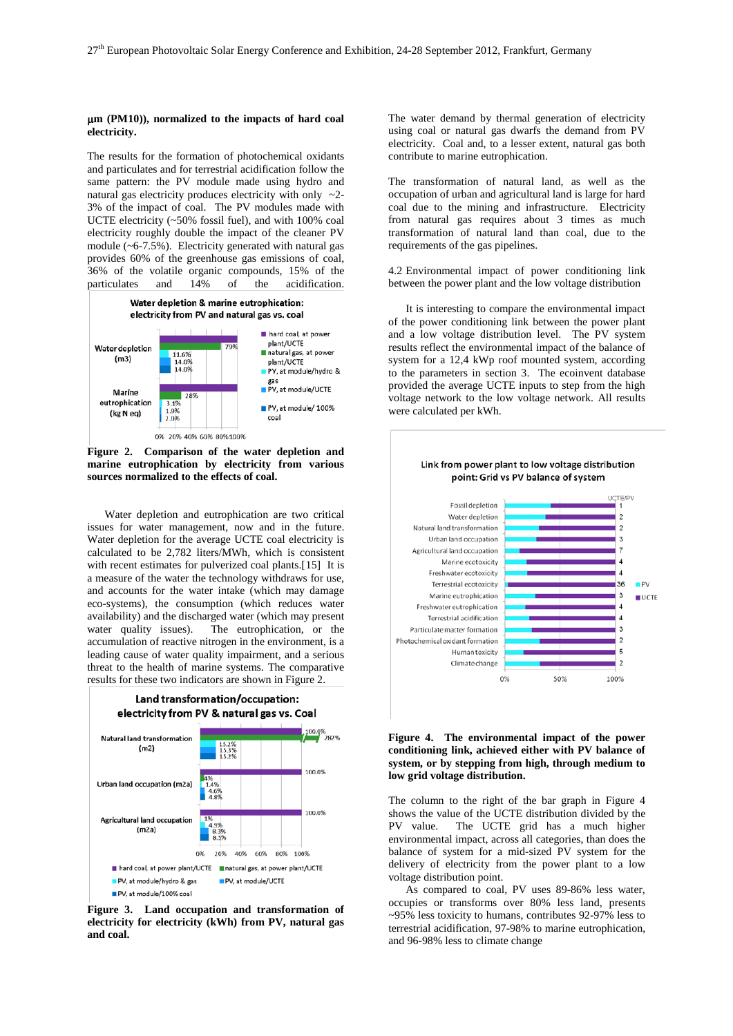**µm (PM10)), normalized to the impacts of hard coal electricity.**

The results for the formation of photochemical oxidants and particulates and for terrestrial acidification follow the same pattern: the PV module made using hydro and natural gas electricity produces electricity with only ~2-3% of the impact of coal. The PV modules made with UCTE electricity (~50% fossil fuel), and with 100% coal electricity roughly double the impact of the cleaner PV module (~6-7.5%). Electricity generated with natural gas provides 60% of the greenhouse gas emissions of coal, 36% of the volatile organic compounds, 15% of the particulates and 14% of the acidification.

**Figure 2. Comparison of the water depletion and marine eutrophication by electricity from various sources normalized to the effects of coal.**

Water depletion and eutrophication are two critical issues for water management, now and in the future. Water depletion for the average UCTE coal electricity is calculated to be 2,782 liters/MWh, which is consistent with recent estimates for pulverized coal plants.[15] It is a measure of the water the technology withdraws for use, and accounts for the water intake (which may damage eco-systems), the consumption (which reduces water availability) and the discharged water (which may present water quality issues). The eutrophication, or the accumulation of reactive nitrogen in the environment, is a leading cause of water quality impairment, and a serious threat to the health of marine systems. The comparative results for these two indicators are shown in Figure 2.

**Figure 3. Land occupation and transformation of electricity for electricity (kWh) from PV, natural gas and coal.**

The water demand by thermal generation of electricity using coal or natural gas dwarfs the demand from PV electricity. Coal and, to a lesser extent, natural gas both contribute to marine eutrophication.

The transformation of natural land, as well as the occupation of urban and agricultural land is large for hard coal due to the mining and infrastructure. Electricity from natural gas requires about 3 times as much transformation of natural land than coal, due to the requirements of the gas pipelines.

4.2 Environmental impact of power conditioning link between the power plant and the low voltage distribution

It is interesting to compare the environmental impact of the power conditioning link between the power plant and a low voltage distribution level. The PV system results reflect the environmental impact of the balance of system for a 12,4 kWp roof mounted system, according to the parameters in section 3. The ecoinvent database provided the average UCTE inputs to step from the high voltage network to the low voltage network. All results were calculated per kWh.

**Figure 4. The environmental impact of the power conditioning link, achieved either with PV balance of system, or by stepping from high, through medium to low grid voltage distribution.**

The column to the right of the bar graph in Figure 4 shows the value of the UCTE distribution divided by the PV value. The UCTE grid has a much higher environmental impact, across all categories, than does the balance of system for a mid-sized PV system for the delivery of electricity from the power plant to a low voltage distribution point.

As compared to coal, PV uses 89-86% less water, occupies or transforms over 80% less land, presents ~95% less toxicity to humans, contributes 92-97% less to terrestrial acidification, 97-98% to marine eutrophication, and 96-98% less to climate change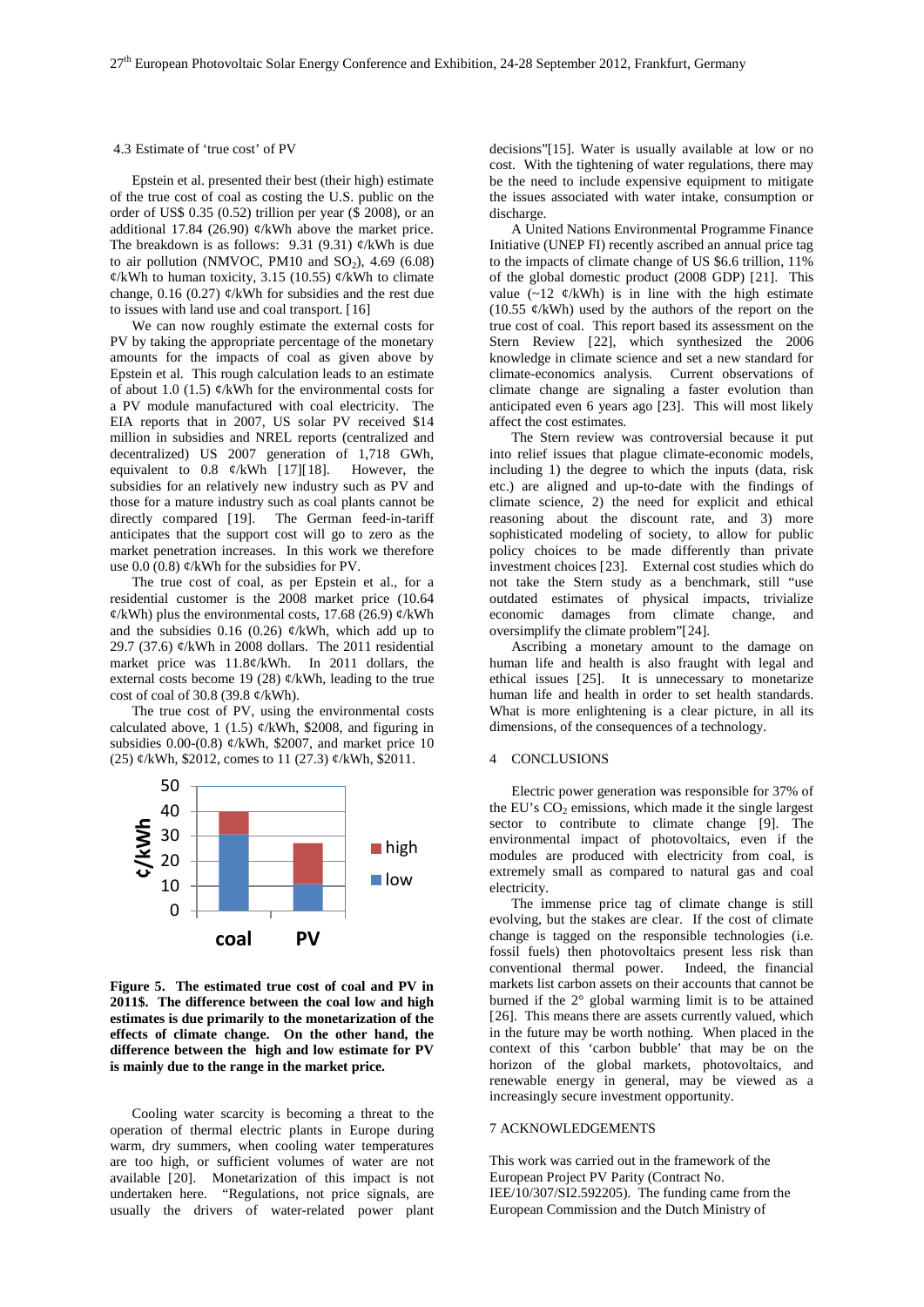### 4.3 Estimate of 'true cost' of PV

Epstein et al. presented their best (their high) estimate of the true cost of coal as costing the U.S. public on the order of US$ 0.35 (0.52) trillion per year ($ 2008), or an additional 17.84 (26.90) ¢/kWh above the market price. The breakdown is as follows: 9.31 (9.31) ¢/kWh is due to air pollution (NMVOC, PM10 and $SO_2$), 4.69 (6.08) ¢/kWh to human toxicity, 3.15 (10.55) ¢/kWh to climate change, 0.16 (0.27) ¢/kWh for subsidies and the rest due to issues with land use and coal transport. [16]

We can now roughly estimate the external costs for PV by taking the appropriate percentage of the monetary amounts for the impacts of coal as given above by Epstein et al. This rough calculation leads to an estimate of about 1.0 (1.5) ¢/kWh for the environmental costs for a PV module manufactured with coal electricity. The EIA reports that in 2007, US solar PV received $14 million in subsidies and NREL reports (centralized and decentralized) US 2007 generation of 1,718 GWh, equivalent to 0.8 ¢/kWh [17][18]. However, the subsidies for an relatively new industry such as PV and those for a mature industry such as coal plants cannot be directly compared [19]. The German feed-in-tariff anticipates that the support cost will go to zero as the market penetration increases. In this work we therefore use 0.0 (0.8) ¢/kWh for the subsidies for PV.

The true cost of coal, as per Epstein et al., for a residential customer is the 2008 market price (10.64 ¢/kWh) plus the environmental costs, 17.68 (26.9) ¢/kWh and the subsidies 0.16 (0.26) ¢/kWh, which add up to 29.7 (37.6) ¢/kWh in 2008 dollars. The 2011 residential market price was 11.8¢/kWh. In 2011 dollars, the external costs become 19 (28) ¢/kWh, leading to the true cost of coal of 30.8 (39.8 ¢/kWh).

The true cost of PV, using the environmental costs calculated above, 1 (1.5) ¢/kWh, $2008, and figuring in subsidies 0.00-(0.8) ¢/kWh, $2007, and market price 10 (25) ¢/kWh, $2012, comes to 11 (27.3) ¢/kWh, $2011.

**Figure 5. The estimated true cost of coal and PV in 2011$. The difference between the coal low and high estimates is due primarily to the monetarization of the effects of climate change. On the other hand, the difference between the high and low estimate for PV is mainly due to the range in the market price.**

Cooling water scarcity is becoming a threat to the operation of thermal electric plants in Europe during warm, dry summers, when cooling water temperatures are too high, or sufficient volumes of water are not available [20]. Monetarization of this impact is not undertaken here. "Regulations, not price signals, are usually the drivers of water-related power plant decisions"[15]. Water is usually available at low or no cost. With the tightening of water regulations, there may be the need to include expensive equipment to mitigate the issues associated with water intake, consumption or discharge.

A United Nations Environmental Programme Finance Initiative (UNEP FI) recently ascribed an annual price tag to the impacts of climate change of US $6.6 trillion, 11% of the global domestic product (2008 GDP) [21]. This value (~12 ¢/kWh) is in line with the high estimate (10.55 ¢/kWh) used by the authors of the report on the true cost of coal. This report based its assessment on the Stern Review [22], which synthesized the 2006 knowledge in climate science and set a new standard for climate-economics analysis. Current observations of climate change are signaling a faster evolution than anticipated even 6 years ago [23]. This will most likely affect the cost estimates.

The Stern review was controversial because it put into relief issues that plague climate-economic models, including 1) the degree to which the inputs (data, risk etc.) are aligned and up-to-date with the findings of climate science, 2) the need for explicit and ethical reasoning about the discount rate, and 3) more sophisticated modeling of society, to allow for public policy choices to be made differently than private investment choices [23]. External cost studies which do not take the Stern study as a benchmark, still "use outdated estimates of physical impacts, trivialize economic damages from climate change, and oversimplify the climate problem"[24].

Ascribing a monetary amount to the damage on human life and health is also fraught with legal and ethical issues [25]. It is unnecessary to monetarize human life and health in order to set health standards. What is more enlightening is a clear picture, in all its dimensions, of the consequences of a technology.

## 4 CONCLUSIONS

Electric power generation was responsible for 37% of the EU's $CO_2$ emissions, which made it the single largest sector to contribute to climate change [9]. The environmental impact of photovoltaics, even if the modules are produced with electricity from coal, is extremely small as compared to natural gas and coal electricity.

The immense price tag of climate change is still evolving, but the stakes are clear. If the cost of climate change is tagged on the responsible technologies (i.e. fossil fuels) then photovoltaics present less risk than conventional thermal power. Indeed, the financial markets list carbon assets on their accounts that cannot be burned if the 2° global warming limit is to be attained [26]. This means there are assets currently valued, which in the future may be worth nothing. When placed in the context of this 'carbon bubble' that may be on the horizon of the global markets, photovoltaics, and renewable energy in general, may be viewed as a increasingly secure investment opportunity.

## 7 ACKNOWLEDGEMENTS

This work was carried out in the framework of the European Project PV Parity (Contract No. IEE/10/307/SI2.592205). The funding came from the European Commission and the Dutch Ministry of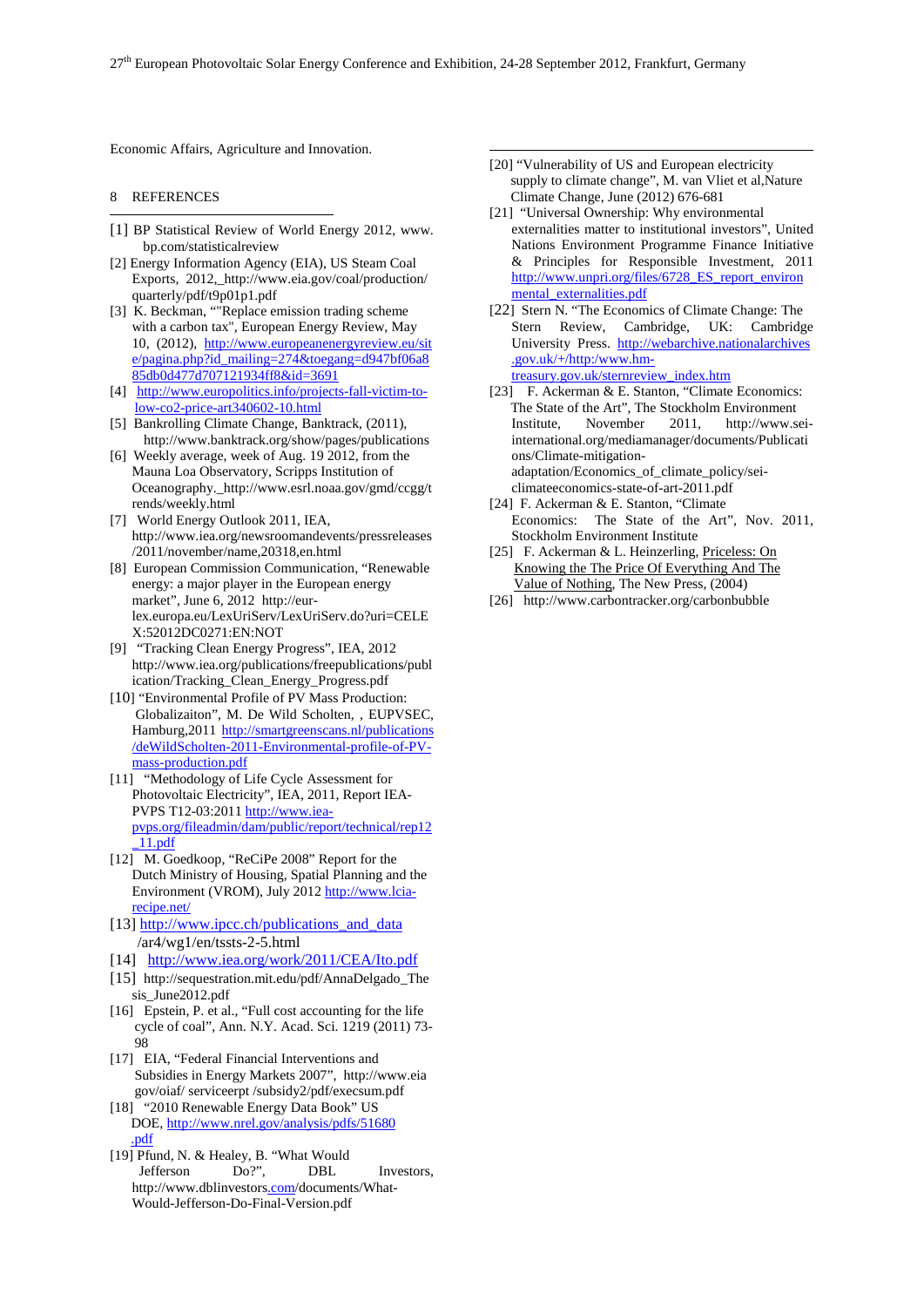Economic Affairs, Agriculture and Innovation.

## 8 REFERENCES

[1] BP Statistical Review of World Energy 2012, www. bp.com/statisticalreview

[2] Energy Information Agency (EIA), US Steam Coal Exports, 2012, http://www.eia.gov/coal/production/quarterly/pdf/t9p01p1.pdf

[3] K. Beckman, ""Replace emission trading scheme with a carbon tax", European Energy Review, May 10, (2012), http://www.europeanenergyreview.eu/site/pagina.php?id_mailing=274&toegang=d947bf06a885db0d477d707121934ff8&id=3691

[4] http://www.europolitics.info/projects-fall-victim-to-low-co2-price-art340602-10.html

[5] Bankrolling Climate Change, Banktrack, (2011), http://www.banktrack.org/show/pages/publications

[6] Weekly average, week of Aug. 19 2012, from the Mauna Loa Observatory, Scripps Institution of Oceanography. http://www.esrl.noaa.gov/gmd/ccgg/trends/weekly.html

[7] World Energy Outlook 2011, IEA, http://www.iea.org/newsroomandevents/pressreleases/2011/november/name,20318,en.html

[8] European Commission Communication, "Renewable energy: a major player in the European energy market", June 6, 2012 http://eur-lex.europa.eu/LexUriServ/LexUriServ.do?uri=CELEX:52012DC0271:EN:NOT

[9] "Tracking Clean Energy Progress", IEA, 2012 http://www.iea.org/publications/freepublications/publication/Tracking_Clean_Energy_Progress.pdf

[10] "Environmental Profile of PV Mass Production: Globalizaiton", M. De Wild Scholten, , EUPVSEC, Hamburg,2011 http://smartgreenscans.nl/publications/deWildScholten-2011-Environmental-profile-of-PV-mass-production.pdf

[11] "Methodology of Life Cycle Assessment for Photovoltaic Electricity", IEA, 2011, Report IEA-PVPS T12-03:2011 http://www.iea-pvps.org/fileadmin/dam/public/report/technical/rep12_11.pdf

[12] M. Goedkoop, "ReCiPe 2008" Report for the Dutch Ministry of Housing, Spatial Planning and the Environment (VROM), July 2012 http://www.lcia-recipe.net/

[13] http://www.ipcc.ch/publications_and_data/ar4/wg1/en/tssts-2-5.html

[14] http://www.iea.org/work/2011/CEA/Ito.pdf

[15] http://sequestration.mit.edu/pdf/AnnaDelgado_Thesis_June2012.pdf

[16] Epstein, P. et al., "Full cost accounting for the life cycle of coal", Ann. N.Y. Acad. Sci. 1219 (2011) 73-98

[17] EIA, "Federal Financial Interventions and Subsidies in Energy Markets 2007", http://www.eia gov/oiaf/ serviceerpt /subsidy2/pdf/execsum.pdf

[18] "2010 Renewable Energy Data Book" US DOE, http://www.nrel.gov/analysis/pdfs/51680.pdf

[19] Pfund, N. & Healey, B. "What Would Jefferson Do?", DBL Investors, http://www.dblinvestors.com/documents/What-Would-Jefferson-Do-Final-Version.pdf

[20] "Vulnerability of US and European electricity supply to climate change", M. van Vliet et al,Nature Climate Change, June (2012) 676-681

[21] "Universal Ownership: Why environmental externalities matter to institutional investors", United Nations Environment Programme Finance Initiative & Principles for Responsible Investment, 2011 http://www.unpri.org/files/6728_ES_report_environmental_externalities.pdf

[22] Stern N. "The Economics of Climate Change: The Stern Review, Cambridge, UK: Cambridge University Press. http://webarchive.nationalarchives.gov.uk/+/http:/www.hm-treasury.gov.uk/sternreview_index.htm

[23] F. Ackerman & E. Stanton, "Climate Economics: The State of the Art", The Stockholm Environment Institute, November 2011, http://www.sei-international.org/mediamanager/documents/Publications/Climate-mitigation-adaptation/Economics_of_climate_policy/sei-climateeconomics-state-of-art-2011.pdf

[24] F. Ackerman & E. Stanton, "Climate Economics: The State of the Art", Nov. 2011, Stockholm Environment Institute

[25] F. Ackerman & L. Heinzerling, Priceless: On Knowing the The Price Of Everything And The Value of Nothing, The New Press, (2004)

[26] http://www.carbontracker.org/carbonbubble